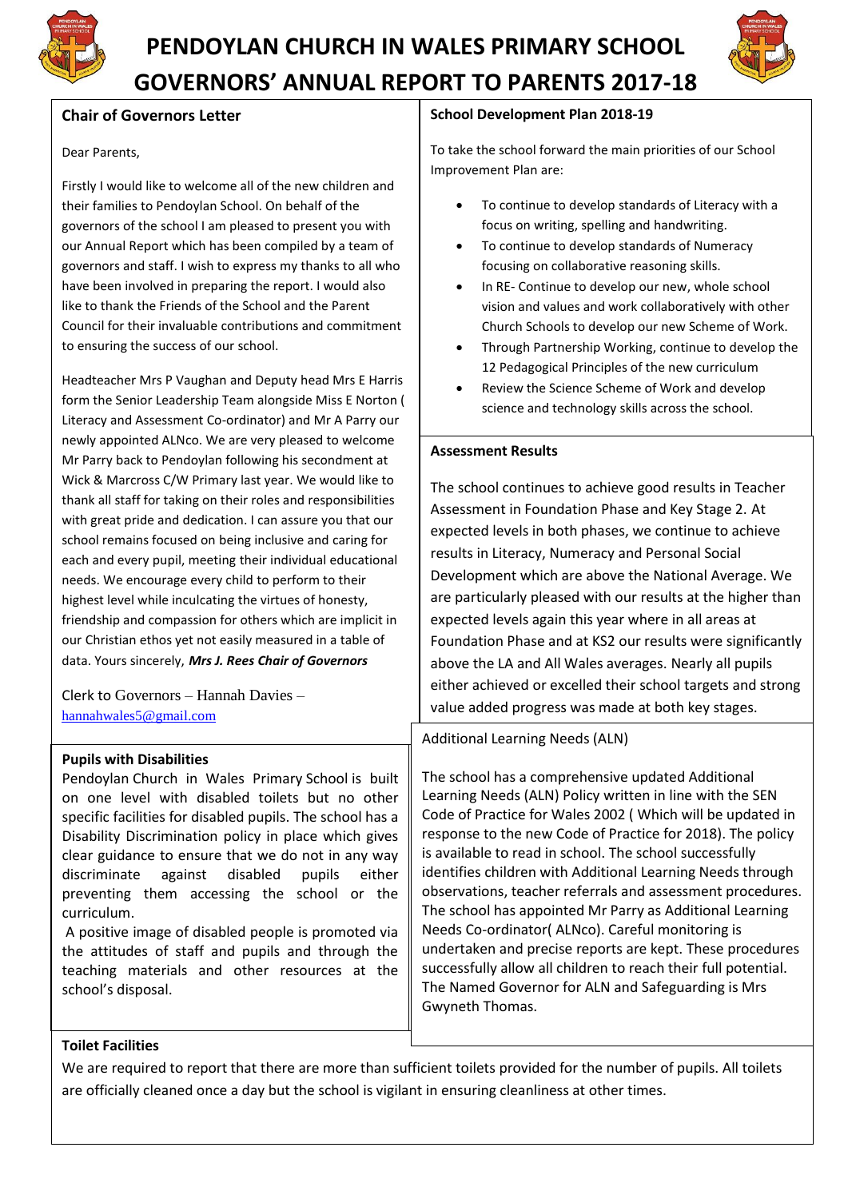# PENDOYLAN CHURCH IN WALES PRIMARY SCHOOL
# GOVERNORS' ANNUAL REPORT TO PARENTS 2017-18

## Chair of Governors Letter

Dear Parents,

Firstly I would like to welcome all of the new children and their families to Pendoylan School. On behalf of the governors of the school I am pleased to present you with our Annual Report which has been compiled by a team of governors and staff. I wish to express my thanks to all who have been involved in preparing the report. I would also like to thank the Friends of the School and the Parent Council for their invaluable contributions and commitment to ensuring the success of our school.

Headteacher Mrs P Vaughan and Deputy head Mrs E Harris form the Senior Leadership Team alongside Miss E Norton ( Literacy and Assessment Co-ordinator) and Mr A Parry our newly appointed ALNco. We are very pleased to welcome Mr Parry back to Pendoylan following his secondment at Wick & Marcross C/W Primary last year. We would like to thank all staff for taking on their roles and responsibilities with great pride and dedication. I can assure you that our school remains focused on being inclusive and caring for each and every pupil, meeting their individual educational needs. We encourage every child to perform to their highest level while inculcating the virtues of honesty, friendship and compassion for others which are implicit in our Christian ethos yet not easily measured in a table of data. Yours sincerely, ***Mrs J. Rees Chair of Governors***

Clerk to Governors – Hannah Davies – hannahwales5@gmail.com

## Pupils with Disabilities

Pendoylan Church in Wales Primary School is built on one level with disabled toilets but no other specific facilities for disabled pupils. The school has a Disability Discrimination policy in place which gives clear guidance to ensure that we do not in any way discriminate against disabled pupils either preventing them accessing the school or the curriculum.

A positive image of disabled people is promoted via the attitudes of staff and pupils and through the teaching materials and other resources at the school's disposal.

## School Development Plan 2018-19

To take the school forward the main priorities of our School Improvement Plan are:

- To continue to develop standards of Literacy with a focus on writing, spelling and handwriting.
- To continue to develop standards of Numeracy focusing on collaborative reasoning skills.
- In RE- Continue to develop our new, whole school vision and values and work collaboratively with other Church Schools to develop our new Scheme of Work.
- Through Partnership Working, continue to develop the 12 Pedagogical Principles of the new curriculum
- Review the Science Scheme of Work and develop science and technology skills across the school.

## Assessment Results

The school continues to achieve good results in Teacher Assessment in Foundation Phase and Key Stage 2. At expected levels in both phases, we continue to achieve results in Literacy, Numeracy and Personal Social Development which are above the National Average. We are particularly pleased with our results at the higher than expected levels again this year where in all areas at Foundation Phase and at KS2 our results were significantly above the LA and All Wales averages. Nearly all pupils either achieved or excelled their school targets and strong value added progress was made at both key stages.

## Additional Learning Needs (ALN)

The school has a comprehensive updated Additional Learning Needs (ALN) Policy written in line with the SEN Code of Practice for Wales 2002 ( Which will be updated in response to the new Code of Practice for 2018). The policy is available to read in school. The school successfully identifies children with Additional Learning Needs through observations, teacher referrals and assessment procedures. The school has appointed Mr Parry as Additional Learning Needs Co-ordinator( ALNco). Careful monitoring is undertaken and precise reports are kept. These procedures successfully allow all children to reach their full potential. The Named Governor for ALN and Safeguarding is Mrs Gwyneth Thomas.

## Toilet Facilities

We are required to report that there are more than sufficient toilets provided for the number of pupils. All toilets are officially cleaned once a day but the school is vigilant in ensuring cleanliness at other times.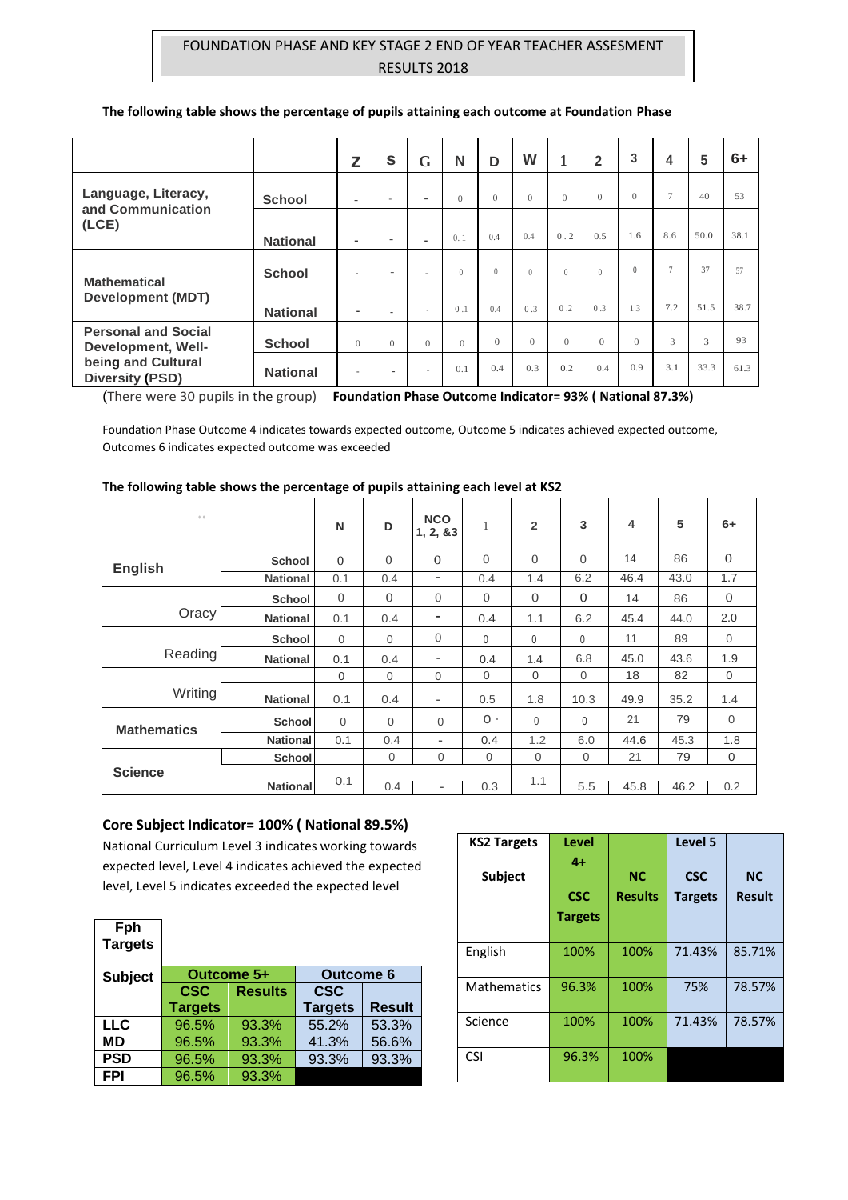# FOUNDATION PHASE AND KEY STAGE 2 END OF YEAR TEACHER ASSESMENT RESULTS 2018

**The following table shows the percentage of pupils attaining each outcome at Foundation Phase**

| | | Z | S | G | N | D | W | 1 | 2 | 3 | 4 | 5 | 6+ |
|---|---|---|---|---|---|---|---|---|---|---|---|---|---|
| Language, Literacy, and Communication (LCE) | School | - | - | - | 0 | 0 | 0 | 0 | 0 | 0 | 7 | 40 | 53 |
| | National | - | - | - | 0.1 | 0.4 | 0.4 | 0.2 | 0.5 | 1.6 | 8.6 | 50.0 | 38.1 |
| Mathematical Development (MDT) | School | - | - | - | 0 | 0 | 0 | 0 | 0 | 0 | 7 | 37 | 57 |
| | National | - | - | - | 0.1 | 0.4 | 0.3 | 0.2 | 0.3 | 1.3 | 7.2 | 51.5 | 38.7 |
| Personal and Social Development, Well-being and Cultural Diversity (PSD) | School | 0 | 0 | 0 | 0 | 0 | 0 | 0 | 0 | 0 | 3 | 3 | 93 |
| | National | - | - | - | 0.1 | 0.4 | 0.3 | 0.2 | 0.4 | 0.9 | 3.1 | 33.3 | 61.3 |

(There were 30 pupils in the group) **Foundation Phase Outcome Indicator= 93% ( National 87.3%)**

Foundation Phase Outcome 4 indicates towards expected outcome, Outcome 5 indicates achieved expected outcome, Outcomes 6 indicates expected outcome was exceeded

**The following table shows the percentage of pupils attaining each level at KS2**

| | | N | D | NCO 1, 2, &3 | 1 | 2 | 3 | 4 | 5 | 6+ |
|---|---|---|---|---|---|---|---|---|---|---|
| English | School | 0 | 0 | 0 | 0 | 0 | 0 | 14 | 86 | 0 |
| | National | 0.1 | 0.4 | - | 0.4 | 1.4 | 6.2 | 46.4 | 43.0 | 1.7 |
| Oracy | School | 0 | 0 | 0 | 0 | 0 | 0 | 14 | 86 | 0 |
| | National | 0.1 | 0.4 | - | 0.4 | 1.1 | 6.2 | 45.4 | 44.0 | 2.0 |
| Reading | School | 0 | 0 | 0 | 0 | 0 | 0 | 11 | 89 | 0 |
| | National | 0.1 | 0.4 | - | 0.4 | 1.4 | 6.8 | 45.0 | 43.6 | 1.9 |
| Writing | | 0 | 0 | 0 | 0 | 0 | 0 | 18 | 82 | 0 |
| | National | 0.1 | 0.4 | - | 0.5 | 1.8 | 10.3 | 49.9 | 35.2 | 1.4 |
| Mathematics | School | 0 | 0 | 0 | 0 | 0 | 0 | 21 | 79 | 0 |
| | National | 0.1 | 0.4 | - | 0.4 | 1.2 | 6.0 | 44.6 | 45.3 | 1.8 |
| Science | School | | 0 | 0 | 0 | 0 | 0 | 21 | 79 | 0 |
| | National | 0.1 | 0.4 | - | 0.3 | 1.1 | 5.5 | 45.8 | 46.2 | 0.2 |

**Core Subject Indicator= 100% ( National 89.5%)**

National Curriculum Level 3 indicates working towards expected level, Level 4 indicates achieved the expected level, Level 5 indicates exceeded the expected level

| Fph Targets Subject | Outcome 5+ | | Outcome 6 | |
|---|---|---|---|---|
| | CSC Targets | Results | CSC Targets | Result |
| LLC | 96.5% | 93.3% | 55.2% | 53.3% |
| MD | 96.5% | 93.3% | 41.3% | 56.6% |
| PSD | 96.5% | 93.3% | 93.3% | 93.3% |
| FPI | 96.5% | 93.3% | | |

| KS2 Targets Subject | Level 4+ CSC Targets | NC Results | Level 5 CSC Targets | NC Result |
|---|---|---|---|---|
| English | 100% | 100% | 71.43% | 85.71% |
| Mathematics | 96.3% | 100% | 75% | 78.57% |
| Science | 100% | 100% | 71.43% | 78.57% |
| CSI | 96.3% | 100% | | |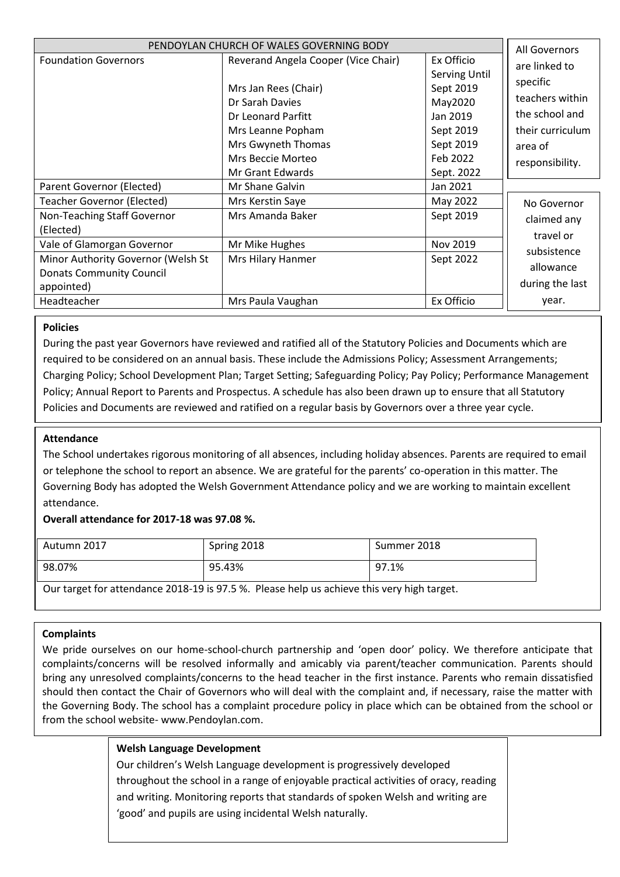| PENDOYLAN CHURCH OF WALES GOVERNING BODY | | |
|---|---|---|
| Foundation Governors | Reverand Angela Cooper (Vice Chair) | Ex Officio |
| | | Serving Until |
| | Mrs Jan Rees (Chair) | Sept 2019 |
| | Dr Sarah Davies | May2020 |
| | Dr Leonard Parfitt | Jan 2019 |
| | Mrs Leanne Popham | Sept 2019 |
| | Mrs Gwyneth Thomas | Sept 2019 |
| | Mrs Beccie Morteo | Feb 2022 |
| | Mr Grant Edwards | Sept. 2022 |
| Parent Governor (Elected) | Mr Shane Galvin | Jan 2021 |
| Teacher Governor (Elected) | Mrs Kerstin Saye | May 2022 |
| Non-Teaching Staff Governor (Elected) | Mrs Amanda Baker | Sept 2019 |
| Vale of Glamorgan Governor | Mr Mike Hughes | Nov 2019 |
| Minor Authority Governor (Welsh St Donats Community Council appointed) | Mrs Hilary Hanmer | Sept 2022 |
| Headteacher | Mrs Paula Vaughan | Ex Officio |

All Governors are linked to specific teachers within the school and their curriculum area of responsibility.

No Governor claimed any travel or subsistence allowance during the last year.

**Policies**

During the past year Governors have reviewed and ratified all of the Statutory Policies and Documents which are required to be considered on an annual basis. These include the Admissions Policy; Assessment Arrangements; Charging Policy; School Development Plan; Target Setting; Safeguarding Policy; Pay Policy; Performance Management Policy; Annual Report to Parents and Prospectus. A schedule has also been drawn up to ensure that all Statutory Policies and Documents are reviewed and ratified on a regular basis by Governors over a three year cycle.

**Attendance**

The School undertakes rigorous monitoring of all absences, including holiday absences. Parents are required to email or telephone the school to report an absence. We are grateful for the parents' co-operation in this matter. The Governing Body has adopted the Welsh Government Attendance policy and we are working to maintain excellent attendance.

**Overall attendance for 2017-18 was 97.08 %.**

| Autumn 2017 | Spring 2018 | Summer 2018 |
|---|---|---|
| 98.07% | 95.43% | 97.1% |

Our target for attendance 2018-19 is 97.5 %. Please help us achieve this very high target.

**Complaints**

We pride ourselves on our home-school-church partnership and 'open door' policy. We therefore anticipate that complaints/concerns will be resolved informally and amicably via parent/teacher communication. Parents should bring any unresolved complaints/concerns to the head teacher in the first instance. Parents who remain dissatisfied should then contact the Chair of Governors who will deal with the complaint and, if necessary, raise the matter with the Governing Body. The school has a complaint procedure policy in place which can be obtained from the school or from the school website- www.Pendoylan.com.

**Welsh Language Development**

Our children's Welsh Language development is progressively developed throughout the school in a range of enjoyable practical activities of oracy, reading and writing. Monitoring reports that standards of spoken Welsh and writing are 'good' and pupils are using incidental Welsh naturally.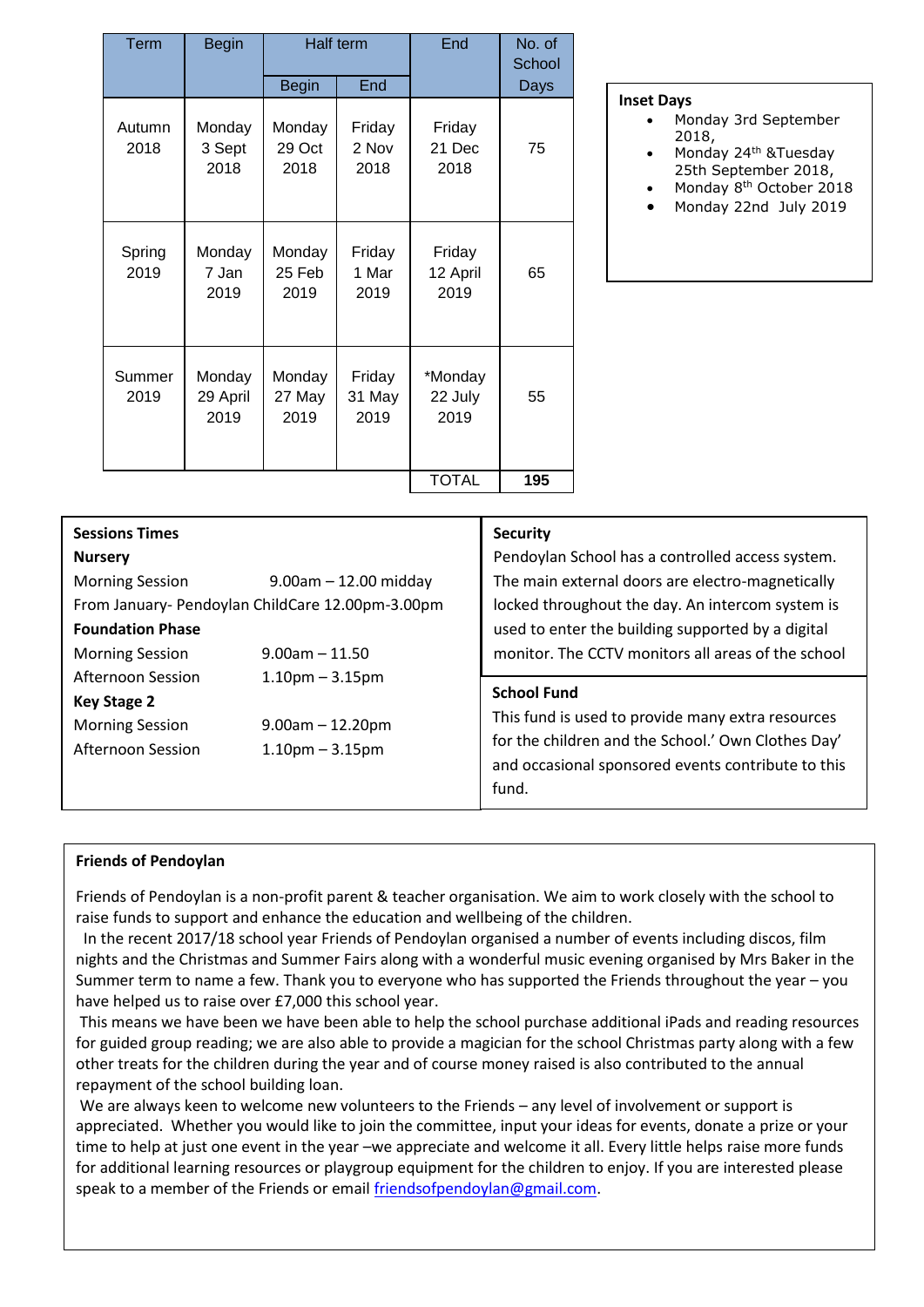| Term | Begin | Half term | | End | No. of School Days |
|---|---|---|---|---|---|
| | | Begin | End | | |
| Autumn 2018 | Monday 3 Sept 2018 | Monday 29 Oct 2018 | Friday 2 Nov 2018 | Friday 21 Dec 2018 | 75 |
| Spring 2019 | Monday 7 Jan 2019 | Monday 25 Feb 2019 | Friday 1 Mar 2019 | Friday 12 April 2019 | 65 |
| Summer 2019 | Monday 29 April 2019 | Monday 27 May 2019 | Friday 31 May 2019 | *Monday 22 July 2019 | 55 |
| | | | | TOTAL | **195** |

**Inset Days**

- Monday 3rd September 2018,
- Monday 24th &Tuesday 25th September 2018,
- Monday 8th October 2018
- Monday 22nd July 2019

**Sessions Times**

**Nursery**

Morning Session 9.00am – 12.00 midday

From January- Pendoylan ChildCare 12.00pm-3.00pm

**Foundation Phase**

Morning Session 9.00am – 11.50

Afternoon Session 1.10pm – 3.15pm

**Key Stage 2**

Morning Session 9.00am – 12.20pm

Afternoon Session 1.10pm – 3.15pm

**Security**

Pendoylan School has a controlled access system. The main external doors are electro-magnetically locked throughout the day. An intercom system is used to enter the building supported by a digital monitor. The CCTV monitors all areas of the school

**School Fund**

This fund is used to provide many extra resources for the children and the School.' Own Clothes Day' and occasional sponsored events contribute to this fund.

**Friends of Pendoylan**

Friends of Pendoylan is a non-profit parent & teacher organisation. We aim to work closely with the school to raise funds to support and enhance the education and wellbeing of the children.

In the recent 2017/18 school year Friends of Pendoylan organised a number of events including discos, film nights and the Christmas and Summer Fairs along with a wonderful music evening organised by Mrs Baker in the Summer term to name a few. Thank you to everyone who has supported the Friends throughout the year – you have helped us to raise over £7,000 this school year.

This means we have been we have been able to help the school purchase additional iPads and reading resources for guided group reading; we are also able to provide a magician for the school Christmas party along with a few other treats for the children during the year and of course money raised is also contributed to the annual repayment of the school building loan.

We are always keen to welcome new volunteers to the Friends – any level of involvement or support is appreciated. Whether you would like to join the committee, input your ideas for events, donate a prize or your time to help at just one event in the year –we appreciate and welcome it all. Every little helps raise more funds for additional learning resources or playgroup equipment for the children to enjoy. If you are interested please speak to a member of the Friends or email friendsofpendoylan@gmail.com.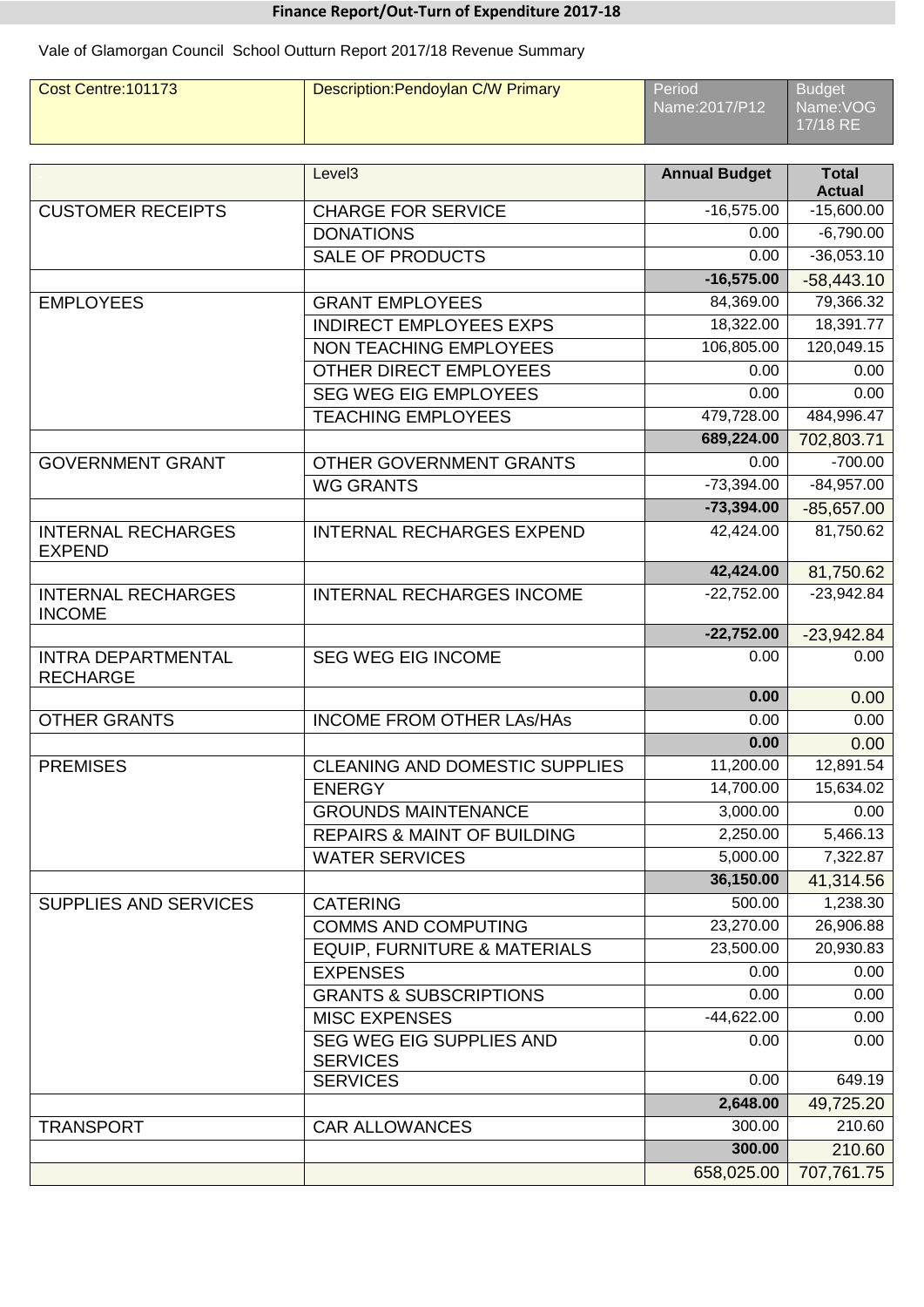## Finance Report/Out-Turn of Expenditure 2017-18

Vale of Glamorgan Council School Outturn Report 2017/18 Revenue Summary

| Cost Centre:101173 | Description:Pendoylan C/W Primary | Period Name:2017/P12 | Budget Name:VOG 17/18 RE |
|---|---|---|---|

| | Level3 | Annual Budget | Total Actual |
|---|---|---|---|
| CUSTOMER RECEIPTS | CHARGE FOR SERVICE | -16,575.00 | -15,600.00 |
| | DONATIONS | 0.00 | -6,790.00 |
| | SALE OF PRODUCTS | 0.00 | -36,053.10 |
| | | **-16,575.00** | -58,443.10 |
| EMPLOYEES | GRANT EMPLOYEES | 84,369.00 | 79,366.32 |
| | INDIRECT EMPLOYEES EXPS | 18,322.00 | 18,391.77 |
| | NON TEACHING EMPLOYEES | 106,805.00 | 120,049.15 |
| | OTHER DIRECT EMPLOYEES | 0.00 | 0.00 |
| | SEG WEG EIG EMPLOYEES | 0.00 | 0.00 |
| | TEACHING EMPLOYEES | 479,728.00 | 484,996.47 |
| | | **689,224.00** | 702,803.71 |
| GOVERNMENT GRANT | OTHER GOVERNMENT GRANTS | 0.00 | -700.00 |
| | WG GRANTS | -73,394.00 | -84,957.00 |
| | | **-73,394.00** | -85,657.00 |
| INTERNAL RECHARGES EXPEND | INTERNAL RECHARGES EXPEND | 42,424.00 | 81,750.62 |
| | | **42,424.00** | 81,750.62 |
| INTERNAL RECHARGES INCOME | INTERNAL RECHARGES INCOME | -22,752.00 | -23,942.84 |
| | | **-22,752.00** | -23,942.84 |
| INTRA DEPARTMENTAL RECHARGE | SEG WEG EIG INCOME | 0.00 | 0.00 |
| | | **0.00** | 0.00 |
| OTHER GRANTS | INCOME FROM OTHER LAs/HAs | 0.00 | 0.00 |
| | | **0.00** | 0.00 |
| PREMISES | CLEANING AND DOMESTIC SUPPLIES | 11,200.00 | 12,891.54 |
| | ENERGY | 14,700.00 | 15,634.02 |
| | GROUNDS MAINTENANCE | 3,000.00 | 0.00 |
| | REPAIRS & MAINT OF BUILDING | 2,250.00 | 5,466.13 |
| | WATER SERVICES | 5,000.00 | 7,322.87 |
| | | **36,150.00** | 41,314.56 |
| SUPPLIES AND SERVICES | CATERING | 500.00 | 1,238.30 |
| | COMMS AND COMPUTING | 23,270.00 | 26,906.88 |
| | EQUIP, FURNITURE & MATERIALS | 23,500.00 | 20,930.83 |
| | EXPENSES | 0.00 | 0.00 |
| | GRANTS & SUBSCRIPTIONS | 0.00 | 0.00 |
| | MISC EXPENSES | -44,622.00 | 0.00 |
| | SEG WEG EIG SUPPLIES AND SERVICES | 0.00 | 0.00 |
| | SERVICES | 0.00 | 649.19 |
| | | **2,648.00** | 49,725.20 |
| TRANSPORT | CAR ALLOWANCES | 300.00 | 210.60 |
| | | **300.00** | 210.60 |
| | | 658,025.00 | 707,761.75 |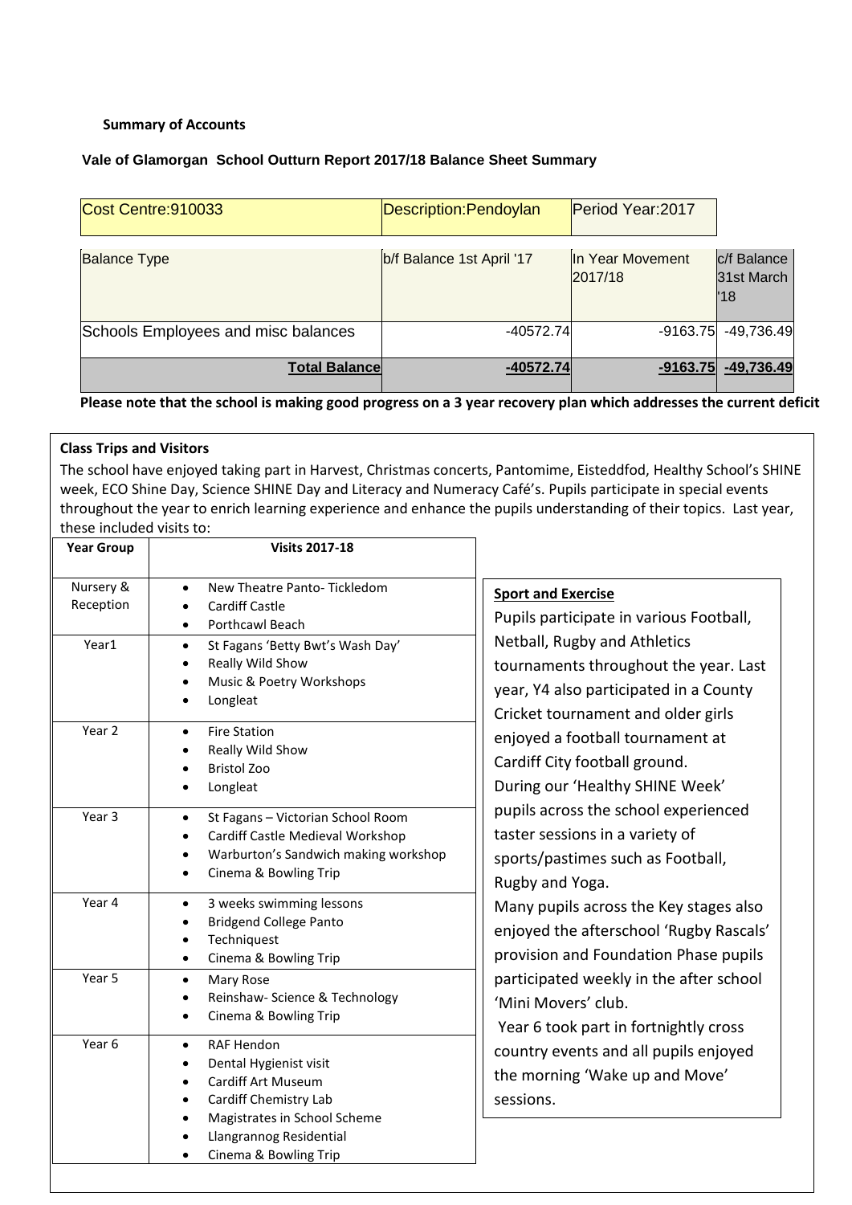**Summary of Accounts**

**Vale of Glamorgan School Outturn Report 2017/18 Balance Sheet Summary**

| Cost Centre:910033 | Description:Pendoylan | Period Year:2017 | |
|---|---|---|---|
| Balance Type | b/f Balance 1st April '17 | In Year Movement 2017/18 | c/f Balance 31st March '18 |
| Schools Employees and misc balances | -40572.74 | -9163.75 | -49,736.49 |
| **Total Balance** | **-40572.74** | **-9163.75** | **-49,736.49** |

**Please note that the school is making good progress on a 3 year recovery plan which addresses the current deficit**

**Class Trips and Visitors**

The school have enjoyed taking part in Harvest, Christmas concerts, Pantomime, Eisteddfod, Healthy School's SHINE week, ECO Shine Day, Science SHINE Day and Literacy and Numeracy Café's. Pupils participate in special events throughout the year to enrich learning experience and enhance the pupils understanding of their topics. Last year, these included visits to:

| Year Group | Visits 2017-18 |
|---|---|
| Nursery & Reception | • New Theatre Panto- Tickledom<br>• Cardiff Castle<br>• Porthcawl Beach |
| Year1 | • St Fagans 'Betty Bwt's Wash Day'<br>• Really Wild Show<br>• Music & Poetry Workshops<br>• Longleat |
| Year 2 | • Fire Station<br>• Really Wild Show<br>• Bristol Zoo<br>• Longleat |
| Year 3 | • St Fagans – Victorian School Room<br>• Cardiff Castle Medieval Workshop<br>• Warburton's Sandwich making workshop<br>• Cinema & Bowling Trip |
| Year 4 | • 3 weeks swimming lessons<br>• Bridgend College Panto<br>• Techniquest<br>• Cinema & Bowling Trip |
| Year 5 | • Mary Rose<br>• Reinshaw- Science & Technology<br>• Cinema & Bowling Trip |
| Year 6 | • RAF Hendon<br>• Dental Hygienist visit<br>• Cardiff Art Museum<br>• Cardiff Chemistry Lab<br>• Magistrates in School Scheme<br>• Llangrannog Residential<br>• Cinema & Bowling Trip |

**Sport and Exercise**

Pupils participate in various Football, Netball, Rugby and Athletics tournaments throughout the year. Last year, Y4 also participated in a County Cricket tournament and older girls enjoyed a football tournament at Cardiff City football ground.
During our 'Healthy SHINE Week' pupils across the school experienced taster sessions in a variety of sports/pastimes such as Football, Rugby and Yoga.
Many pupils across the Key stages also enjoyed the afterschool 'Rugby Rascals' provision and Foundation Phase pupils participated weekly in the after school 'Mini Movers' club.
Year 6 took part in fortnightly cross country events and all pupils enjoyed the morning 'Wake up and Move' sessions.